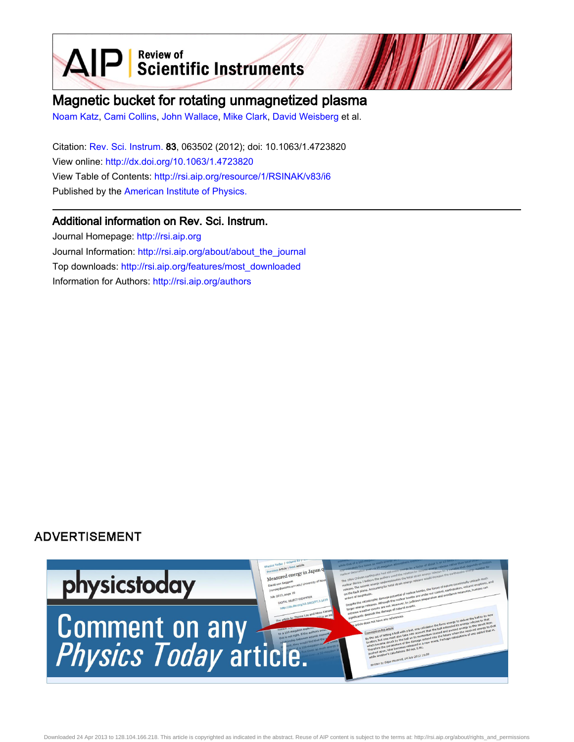AIP | Review of Scientific Instruments

# Magnetic bucket for rotating unmagnetized plasma

Noam Katz, Cami Collins, John Wallace, Mike Clark, David Weisberg et al.

Citation: Rev. Sci. Instrum. **83**, 063502 (2012); doi: 10.1063/1.4723820

View online: http://dx.doi.org/10.1063/1.4723820

View Table of Contents: http://rsi.aip.org/resource/1/RSINAK/v83/i6

Published by the American Institute of Physics.

## Additional information on Rev. Sci. Instrum.

Journal Homepage: http://rsi.aip.org

Journal Information: http://rsi.aip.org/about/about_the_journal

Top downloads: http://rsi.aip.org/features/most_downloaded

Information for Authors: http://rsi.aip.org/authors

ADVERTISEMENT

physicstoday

Comment on any *Physics Today* article.

Downloaded 24 Apr 2013 to 128.104.166.218. This article is copyrighted as indicated in the abstract. Reuse of AIP content is subject to the terms at: http://rsi.aip.org/about/rights_and_permissions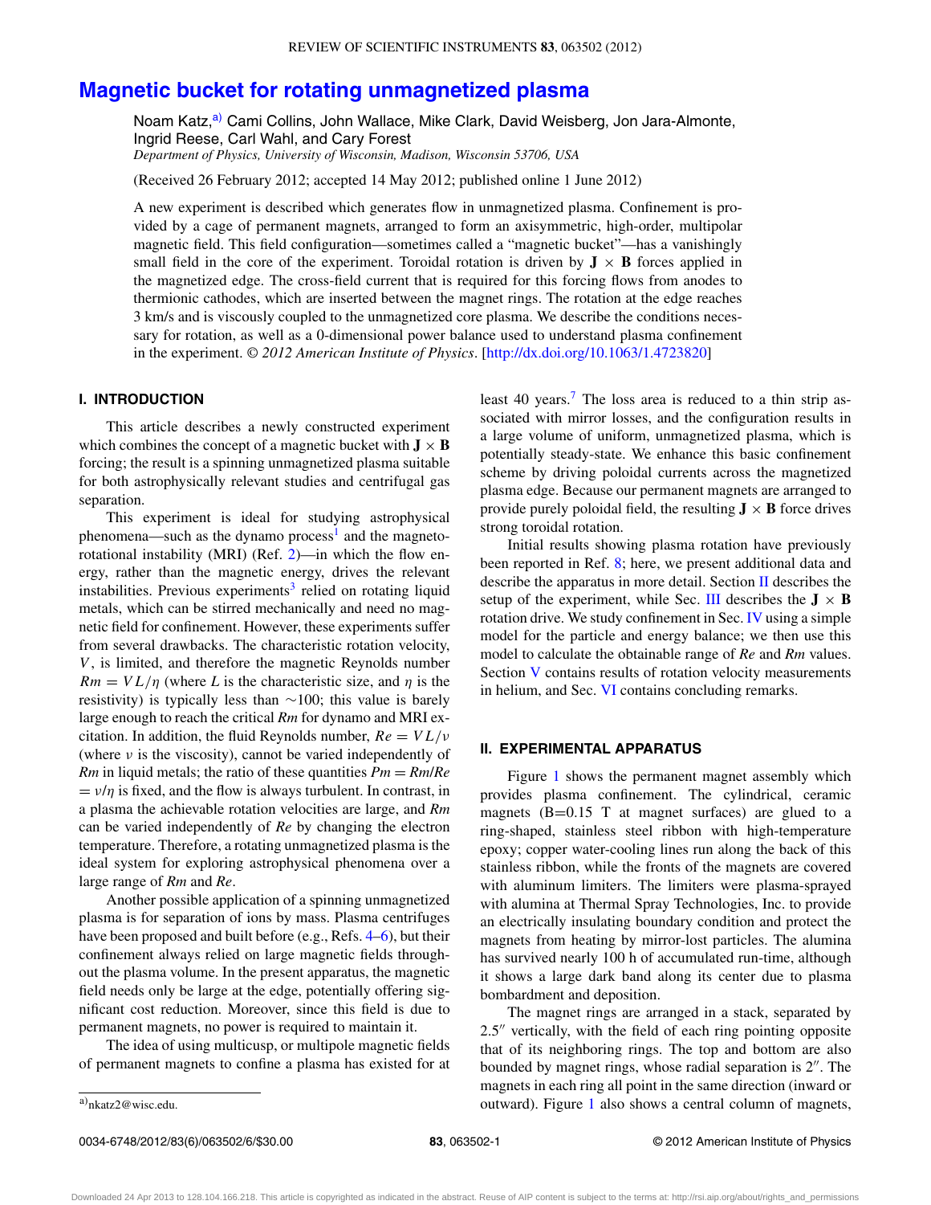# Magnetic bucket for rotating unmagnetized plasma

Noam Katz,[a] Cami Collins, John Wallace, Mike Clark, David Weisberg, Jon Jara-Almonte, Ingrid Reese, Carl Wahl, and Cary Forest

*Department of Physics, University of Wisconsin, Madison, Wisconsin 53706, USA*

(Received 26 February 2012; accepted 14 May 2012; published online 1 June 2012)

A new experiment is described which generates flow in unmagnetized plasma. Confinement is provided by a cage of permanent magnets, arranged to form an axisymmetric, high-order, multipolar magnetic field. This field configuration—sometimes called a "magnetic bucket"—has a vanishingly small field in the core of the experiment. Toroidal rotation is driven by $\mathbf{J} \times \mathbf{B}$ forces applied in the magnetized edge. The cross-field current that is required for this forcing flows from anodes to thermionic cathodes, which are inserted between the magnet rings. The rotation at the edge reaches 3 km/s and is viscously coupled to the unmagnetized core plasma. We describe the conditions necessary for rotation, as well as a 0-dimensional power balance used to understand plasma confinement in the experiment. *© 2012 American Institute of Physics*. [http://dx.doi.org/10.1063/1.4723820]

## I. INTRODUCTION

This article describes a newly constructed experiment which combines the concept of a magnetic bucket with $\mathbf{J} \times \mathbf{B}$ forcing; the result is a spinning unmagnetized plasma suitable for both astrophysically relevant studies and centrifugal gas separation.

This experiment is ideal for studying astrophysical phenomena—such as the dynamo process[1] and the magnetorotational instability (MRI) (Ref. 2)—in which the flow energy, rather than the magnetic energy, drives the relevant instabilities. Previous experiments[3] relied on rotating liquid metals, which can be stirred mechanically and need no magnetic field for confinement. However, these experiments suffer from several drawbacks. The characteristic rotation velocity, $V$, is limited, and therefore the magnetic Reynolds number $Rm = VL/\eta$ (where $L$ is the characteristic size, and $\eta$ is the resistivity) is typically less than ~100; this value is barely large enough to reach the critical $Rm$ for dynamo and MRI excitation. In addition, the fluid Reynolds number, $Re = VL/\nu$ (where $\nu$ is the viscosity), cannot be varied independently of $Rm$ in liquid metals; the ratio of these quantities $Pm = Rm/Re = \nu/\eta$ is fixed, and the flow is always turbulent. In contrast, in a plasma the achievable rotation velocities are large, and $Rm$ can be varied independently of $Re$ by changing the electron temperature. Therefore, a rotating unmagnetized plasma is the ideal system for exploring astrophysical phenomena over a large range of $Rm$ and $Re$.

Another possible application of a spinning unmagnetized plasma is for separation of ions by mass. Plasma centrifuges have been proposed and built before (e.g., Refs. 4–6), but their confinement always relied on large magnetic fields throughout the plasma volume. In the present apparatus, the magnetic field needs only be large at the edge, potentially offering significant cost reduction. Moreover, since this field is due to permanent magnets, no power is required to maintain it.

The idea of using multicusp, or multipole magnetic fields of permanent magnets to confine a plasma has existed for at least 40 years.[7] The loss area is reduced to a thin strip associated with mirror losses, and the configuration results in a large volume of uniform, unmagnetized plasma, which is potentially steady-state. We enhance this basic confinement scheme by driving poloidal currents across the magnetized plasma edge. Because our permanent magnets are arranged to provide purely poloidal field, the resulting $\mathbf{J} \times \mathbf{B}$ force drives strong toroidal rotation.

Initial results showing plasma rotation have previously been reported in Ref. 8; here, we present additional data and describe the apparatus in more detail. Section II describes the setup of the experiment, while Sec. III describes the $\mathbf{J} \times \mathbf{B}$ rotation drive. We study confinement in Sec. IV using a simple model for the particle and energy balance; we then use this model to calculate the obtainable range of $Re$ and $Rm$ values. Section V contains results of rotation velocity measurements in helium, and Sec. VI contains concluding remarks.

## II. EXPERIMENTAL APPARATUS

Figure 1 shows the permanent magnet assembly which provides plasma confinement. The cylindrical, ceramic magnets (B=0.15 T at magnet surfaces) are glued to a ring-shaped, stainless steel ribbon with high-temperature epoxy; copper water-cooling lines run along the back of this stainless ribbon, while the fronts of the magnets are covered with aluminum limiters. The limiters were plasma-sprayed with alumina at Thermal Spray Technologies, Inc. to provide an electrically insulating boundary condition and protect the magnets from heating by mirror-lost particles. The alumina has survived nearly 100 h of accumulated run-time, although it shows a large dark band along its center due to plasma bombardment and deposition.

The magnet rings are arranged in a stack, separated by 2.5″ vertically, with the field of each ring pointing opposite that of its neighboring rings. The top and bottom are also bounded by magnet rings, whose radial separation is 2″. The magnets in each ring all point in the same direction (inward or outward). Figure 1 also shows a central column of magnets,

[a] nkatz2@wisc.edu.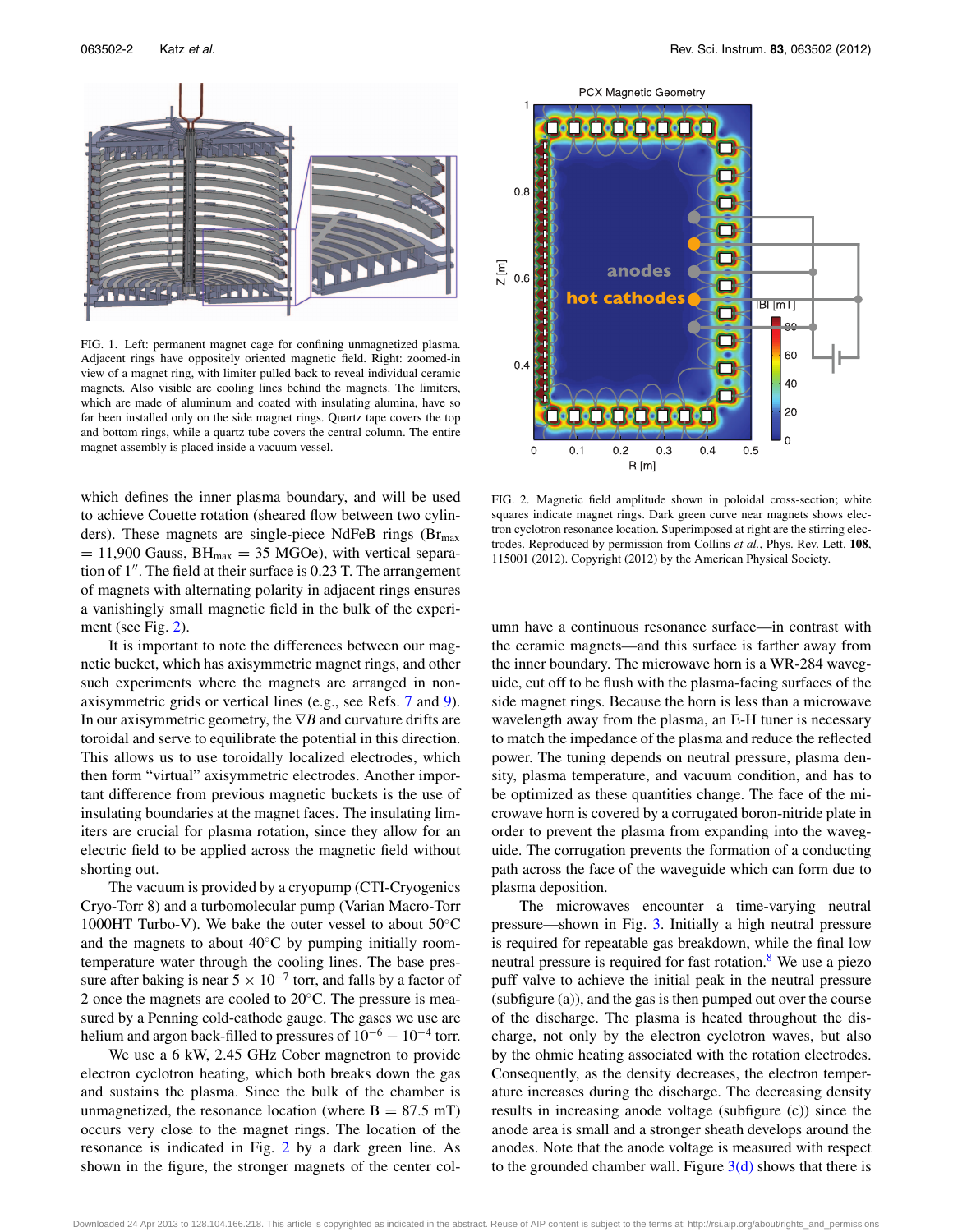FIG. 1. Left: permanent magnet cage for confining unmagnetized plasma. Adjacent rings have oppositely oriented magnetic field. Right: zoomed-in view of a magnet ring, with limiter pulled back to reveal individual ceramic magnets. Also visible are cooling lines behind the magnets. The limiters, which are made of aluminum and coated with insulating alumina, have so far been installed only on the side magnet rings. Quartz tape covers the top and bottom rings, while a quartz tube covers the central column. The entire magnet assembly is placed inside a vacuum vessel.

FIG. 2. Magnetic field amplitude shown in poloidal cross-section; white squares indicate magnet rings. Dark green curve near magnets shows electron cyclotron resonance location. Superimposed at right are the stirring electrodes. Reproduced by permission from Collins *et al.*, Phys. Rev. Lett. **108**, 115001 (2012). Copyright (2012) by the American Physical Society.

which defines the inner plasma boundary, and will be used to achieve Couette rotation (sheared flow between two cylinders). These magnets are single-piece NdFeB rings ($Br_{max}$ = 11,900 Gauss, $BH_{max}$ = 35 MGOe), with vertical separation of 1″. The field at their surface is 0.23 T. The arrangement of magnets with alternating polarity in adjacent rings ensures a vanishingly small magnetic field in the bulk of the experiment (see Fig. 2).

It is important to note the differences between our magnetic bucket, which has axisymmetric magnet rings, and other such experiments where the magnets are arranged in non-axisymmetric grids or vertical lines (e.g., see Refs. 7 and 9). In our axisymmetric geometry, the $\nabla B$ and curvature drifts are toroidal and serve to equilibrate the potential in this direction. This allows us to use toroidally localized electrodes, which then form "virtual" axisymmetric electrodes. Another important difference from previous magnetic buckets is the use of insulating boundaries at the magnet faces. The insulating limiters are crucial for plasma rotation, since they allow for an electric field to be applied across the magnetic field without shorting out.

The vacuum is provided by a cryopump (CTI-Cryogenics Cryo-Torr 8) and a turbomolecular pump (Varian Macro-Torr 1000HT Turbo-V). We bake the outer vessel to about 50°C and the magnets to about 40°C by pumping initially room-temperature water through the cooling lines. The base pressure after baking is near $5 \times 10^{-7}$ torr, and falls by a factor of 2 once the magnets are cooled to 20°C. The pressure is measured by a Penning cold-cathode gauge. The gases we use are helium and argon back-filled to pressures of $10^{-6} - 10^{-4}$ torr.

We use a 6 kW, 2.45 GHz Cober magnetron to provide electron cyclotron heating, which both breaks down the gas and sustains the plasma. Since the bulk of the chamber is unmagnetized, the resonance location (where B = 87.5 mT) occurs very close to the magnet rings. The location of the resonance is indicated in Fig. 2 by a dark green line. As shown in the figure, the stronger magnets of the center column have a continuous resonance surface—in contrast with the ceramic magnets—and this surface is farther away from the inner boundary. The microwave horn is a WR-284 waveguide, cut off to be flush with the plasma-facing surfaces of the side magnet rings. Because the horn is less than a microwave wavelength away from the plasma, an E-H tuner is necessary to match the impedance of the plasma and reduce the reflected power. The tuning depends on neutral pressure, plasma density, plasma temperature, and vacuum condition, and has to be optimized as these quantities change. The face of the microwave horn is covered by a corrugated boron-nitride plate in order to prevent the plasma from expanding into the waveguide. The corrugation prevents the formation of a conducting path across the face of the waveguide which can form due to plasma deposition.

The microwaves encounter a time-varying neutral pressure—shown in Fig. 3. Initially a high neutral pressure is required for repeatable gas breakdown, while the final low neutral pressure is required for fast rotation.[8] We use a piezo puff valve to achieve the initial peak in the neutral pressure (subfigure (a)), and the gas is then pumped out over the course of the discharge. The plasma is heated throughout the discharge, not only by the electron cyclotron waves, but also by the ohmic heating associated with the rotation electrodes. Consequently, as the density decreases, the electron temperature increases during the discharge. The decreasing density results in increasing anode voltage (subfigure (c)) since the anode area is small and a stronger sheath develops around the anodes. Note that the anode voltage is measured with respect to the grounded chamber wall. Figure 3(d) shows that there is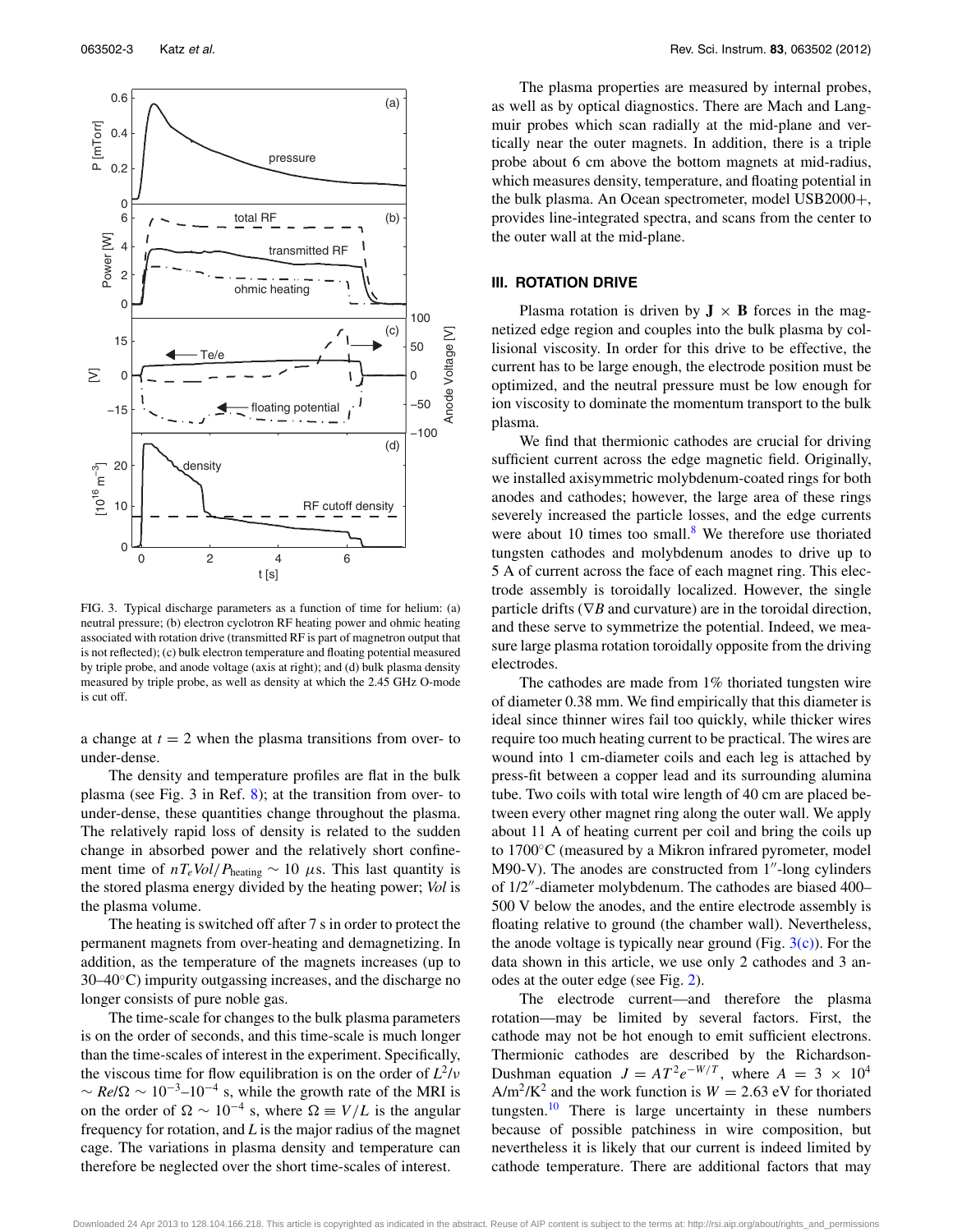FIG. 3. Typical discharge parameters as a function of time for helium: (a) neutral pressure; (b) electron cyclotron RF heating power and ohmic heating associated with rotation drive (transmitted RF is part of magnetron output that is not reflected); (c) bulk electron temperature and floating potential measured by triple probe, and anode voltage (axis at right); and (d) bulk plasma density measured by triple probe, as well as density at which the 2.45 GHz O-mode is cut off.

a change at $t = 2$ when the plasma transitions from over- to under-dense.

The density and temperature profiles are flat in the bulk plasma (see Fig. 3 in Ref. 8); at the transition from over- to under-dense, these quantities change throughout the plasma. The relatively rapid loss of density is related to the sudden change in absorbed power and the relatively short confinement time of $nT_e Vol/P_{\text{heating}} \sim 10\ \mu$s. This last quantity is the stored plasma energy divided by the heating power; *Vol* is the plasma volume.

The heating is switched off after 7 s in order to protect the permanent magnets from over-heating and demagnetizing. In addition, as the temperature of the magnets increases (up to 30–40 °C) impurity outgassing increases, and the discharge no longer consists of pure noble gas.

The time-scale for changes to the bulk plasma parameters is on the order of seconds, and this time-scale is much longer than the time-scales of interest in the experiment. Specifically, the viscous time for flow equilibration is on the order of $L^2/\nu \sim Re/\Omega \sim 10^{-3}$–$10^{-4}$ s, while the growth rate of the MRI is on the order of $\Omega \sim 10^{-4}$ s, where $\Omega \equiv V/L$ is the angular frequency for rotation, and $L$ is the major radius of the magnet cage. The variations in plasma density and temperature can therefore be neglected over the short time-scales of interest.

The plasma properties are measured by internal probes, as well as by optical diagnostics. There are Mach and Langmuir probes which scan radially at the mid-plane and vertically near the outer magnets. In addition, there is a triple probe about 6 cm above the bottom magnets at mid-radius, which measures density, temperature, and floating potential in the bulk plasma. An Ocean spectrometer, model USB2000+, provides line-integrated spectra, and scans from the center to the outer wall at the mid-plane.

## III. ROTATION DRIVE

Plasma rotation is driven by $\mathbf{J} \times \mathbf{B}$ forces in the magnetized edge region and couples into the bulk plasma by collisional viscosity. In order for this drive to be effective, the current has to be large enough, the electrode position must be optimized, and the neutral pressure must be low enough for ion viscosity to dominate the momentum transport to the bulk plasma.

We find that thermionic cathodes are crucial for driving sufficient current across the edge magnetic field. Originally, we installed axisymmetric molybdenum-coated rings for both anodes and cathodes; however, the large area of these rings severely increased the particle losses, and the edge currents were about 10 times too small.[8] We therefore use thoriated tungsten cathodes and molybdenum anodes to drive up to 5 A of current across the face of each magnet ring. This electrode assembly is toroidally localized. However, the single particle drifts ($\nabla B$ and curvature) are in the toroidal direction, and these serve to symmetrize the potential. Indeed, we measure large plasma rotation toroidally opposite from the driving electrodes.

The cathodes are made from 1% thoriated tungsten wire of diameter 0.38 mm. We find empirically that this diameter is ideal since thinner wires fail too quickly, while thicker wires require too much heating current to be practical. The wires are wound into 1 cm-diameter coils and each leg is attached by press-fit between a copper lead and its surrounding alumina tube. Two coils with total wire length of 40 cm are placed between every other magnet ring along the outer wall. We apply about 11 A of heating current per coil and bring the coils up to 1700 °C (measured by a Mikron infrared pyrometer, model M90-V). The anodes are constructed from 1″-long cylinders of 1/2″-diameter molybdenum. The cathodes are biased 400–500 V below the anodes, and the entire electrode assembly is floating relative to ground (the chamber wall). Nevertheless, the anode voltage is typically near ground (Fig. 3(c)). For the data shown in this article, we use only 2 cathodes and 3 anodes at the outer edge (see Fig. 2).

The electrode current—and therefore the plasma rotation—may be limited by several factors. First, the cathode may not be hot enough to emit sufficient electrons. Thermionic cathodes are described by the Richardson-Dushman equation $J = AT^2 e^{-W/T}$, where $A = 3 \times 10^4$ A/m$^2$/K$^2$ and the work function is $W = 2.63$ eV for thoriated tungsten.[10] There is large uncertainty in these numbers because of possible patchiness in wire composition, but nevertheless it is likely that our current is indeed limited by cathode temperature. There are additional factors that may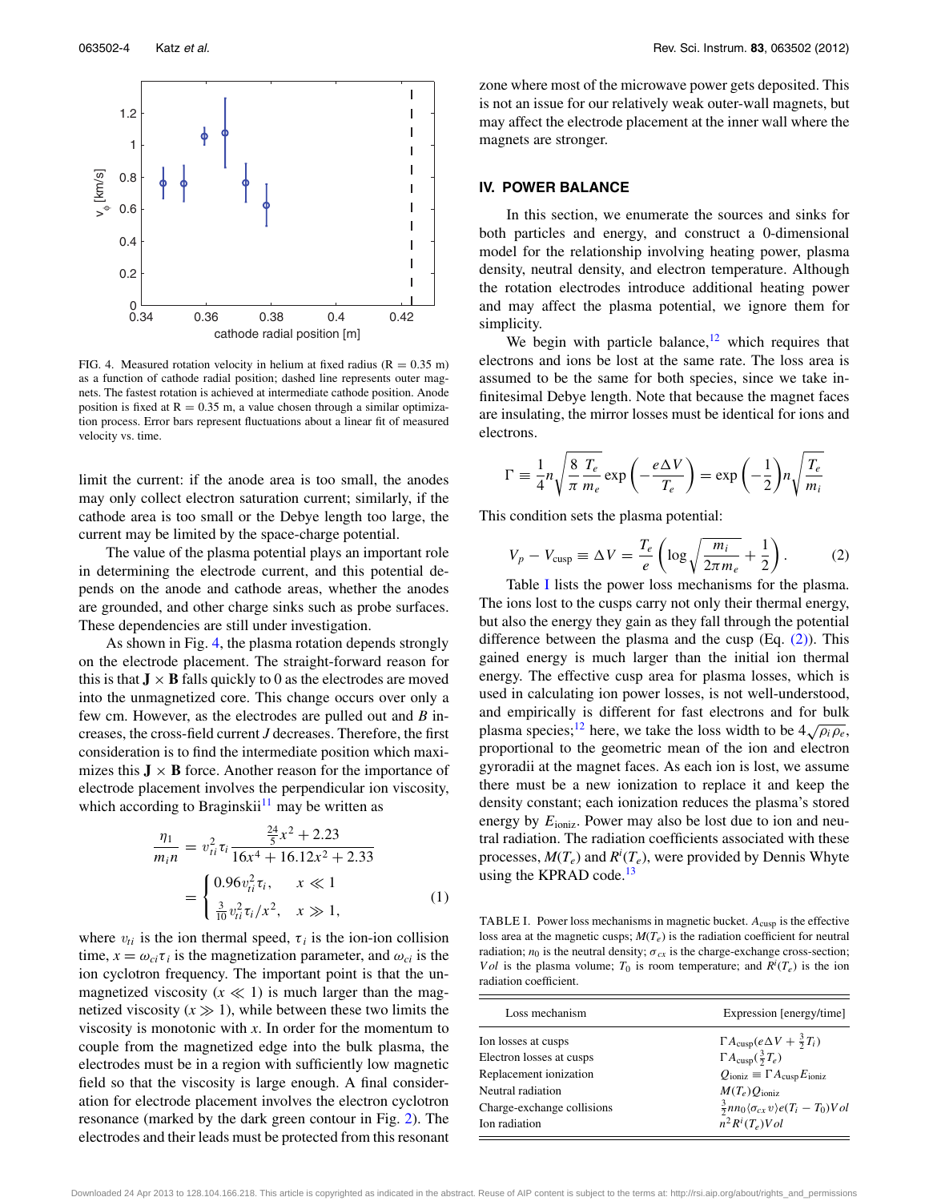FIG. 4. Measured rotation velocity in helium at fixed radius (R = 0.35 m) as a function of cathode radial position; dashed line represents outer magnets. The fastest rotation is achieved at intermediate cathode position. Anode position is fixed at R = 0.35 m, a value chosen through a simple optimization process. Error bars represent fluctuations about a linear fit of measured velocity vs. time.

limit the current: if the anode area is too small, the anodes may only collect electron saturation current; similarly, if the cathode area is too small or the Debye length too large, the current may be limited by the space-charge potential.

The value of the plasma potential plays an important role in determining the electrode current, and this potential depends on the anode and cathode areas, whether the anodes are grounded, and other charge sinks such as probe surfaces. These dependencies are still under investigation.

As shown in Fig. 4, the plasma rotation depends strongly on the electrode placement. The straight-forward reason for this is that $\mathbf{J} \times \mathbf{B}$ falls quickly to 0 as the electrodes are moved into the unmagnetized core. This change occurs over only a few cm. However, as the electrodes are pulled out and $B$ increases, the cross-field current $J$ decreases. Therefore, the first consideration is to find the intermediate position which maximizes this $\mathbf{J} \times \mathbf{B}$ force. Another reason for the importance of electrode placement involves the perpendicular ion viscosity, which according to Braginskii[11] may be written as

$$\frac{\eta_1}{m_i n} = v_{ti}^2 \tau_i \frac{\frac{24}{5}x^2 + 2.23}{16x^4 + 16.12x^2 + 2.33} = \begin{cases} 0.96 v_{ti}^2 \tau_i, & x \ll 1 \\ \frac{3}{10} v_{ti}^2 \tau_i / x^2, & x \gg 1, \end{cases} \tag{1}$$

where $v_{ti}$ is the ion thermal speed, $\tau_i$ is the ion-ion collision time, $x = \omega_{ci}\tau_i$ is the magnetization parameter, and $\omega_{ci}$ is the ion cyclotron frequency. The important point is that the unmagnetized viscosity ($x \ll 1$) is much larger than the magnetized viscosity ($x \gg 1$), while between these two limits the viscosity is monotonic with $x$. In order for the momentum to couple from the magnetized edge into the bulk plasma, the electrodes must be in a region with sufficiently low magnetic field so that the viscosity is large enough. A final consideration for electrode placement involves the electron cyclotron resonance (marked by the dark green contour in Fig. 2). The electrodes and their leads must be protected from this resonant zone where most of the microwave power gets deposited. This is not an issue for our relatively weak outer-wall magnets, but may affect the electrode placement at the inner wall where the magnets are stronger.

## IV. POWER BALANCE

In this section, we enumerate the sources and sinks for both particles and energy, and construct a 0-dimensional model for the relationship involving heating power, plasma density, neutral density, and electron temperature. Although the rotation electrodes introduce additional heating power and may affect the plasma potential, we ignore them for simplicity.

We begin with particle balance,[12] which requires that electrons and ions be lost at the same rate. The loss area is assumed to be the same for both species, since we take infinitesimal Debye length. Note that because the magnet faces are insulating, the mirror losses must be identical for ions and electrons.

$$\Gamma \equiv \frac{1}{4} n \sqrt{\frac{8}{\pi}\frac{T_e}{m_e}} \exp\left(-\frac{e\Delta V}{T_e}\right) = \exp\left(-\frac{1}{2}\right) n \sqrt{\frac{T_e}{m_i}}$$

This condition sets the plasma potential:

$$V_p - V_{\text{cusp}} \equiv \Delta V = \frac{T_e}{e}\left(\log\sqrt{\frac{m_i}{2\pi m_e}} + \frac{1}{2}\right). \tag{2}$$

Table I lists the power loss mechanisms for the plasma. The ions lost to the cusps carry not only their thermal energy, but also the energy they gain as they fall through the potential difference between the plasma and the cusp (Eq. (2)). This gained energy is much larger than the initial ion thermal energy. The effective cusp area for plasma losses, which is used in calculating ion power losses, is not well-understood, and empirically is different for fast electrons and for bulk plasma species;[12] here, we take the loss width to be $4\sqrt{\rho_i \rho_e}$, proportional to the geometric mean of the ion and electron gyroradii at the magnet faces. As each ion is lost, we assume there must be a new ionization to replace it and keep the density constant; each ionization reduces the plasma's stored energy by $E_{\text{ioniz}}$. Power may also be lost due to ion and neutral radiation. The radiation coefficients associated with these processes, $M(T_e)$ and $R^i(T_e)$, were provided by Dennis Whyte using the KPRAD code.[13]

TABLE I. Power loss mechanisms in magnetic bucket. $A_{\text{cusp}}$ is the effective loss area at the magnetic cusps; $M(T_e)$ is the radiation coefficient for neutral radiation; $n_0$ is the neutral density; $\sigma_{cx}$ is the charge-exchange cross-section; $Vol$ is the plasma volume; $T_0$ is room temperature; and $R^i(T_e)$ is the ion radiation coefficient.

| Loss mechanism | Expression [energy/time] |
|---|---|
| Ion losses at cusps | $\Gamma A_{\text{cusp}}(e\Delta V + \frac{3}{2}T_i)$ |
| Electron losses at cusps | $\Gamma A_{\text{cusp}}(\frac{3}{2}T_e)$ |
| Replacement ionization | $Q_{\text{ioniz}} \equiv \Gamma A_{\text{cusp}} E_{\text{ioniz}}$ |
| Neutral radiation | $M(T_e) Q_{\text{ioniz}}$ |
| Charge-exchange collisions | $\frac{3}{2} n n_0 \langle \sigma_{cx} v \rangle e (T_i - T_0) Vol$ |
| Ion radiation | $n^2 R^i(T_e) Vol$ |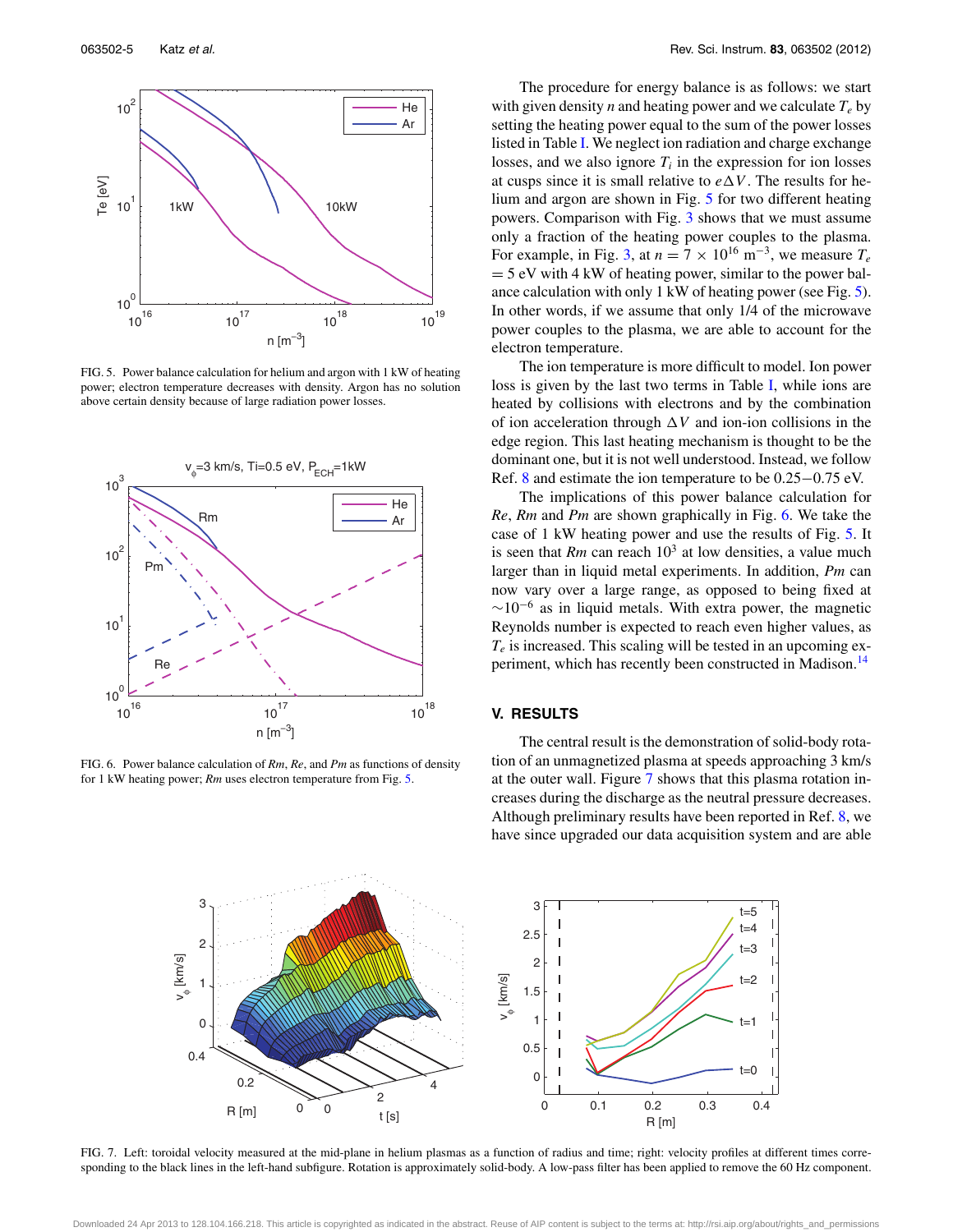FIG. 5. Power balance calculation for helium and argon with 1 kW of heating power; electron temperature decreases with density. Argon has no solution above certain density because of large radiation power losses.

FIG. 6. Power balance calculation of *Rm*, *Re*, and *Pm* as functions of density for 1 kW heating power; *Rm* uses electron temperature from Fig. 5.

The procedure for energy balance is as follows: we start with given density $n$ and heating power and we calculate $T_e$ by setting the heating power equal to the sum of the power losses listed in Table I. We neglect ion radiation and charge exchange losses, and we also ignore $T_i$ in the expression for ion losses at cusps since it is small relative to $e\Delta V$. The results for helium and argon are shown in Fig. 5 for two different heating powers. Comparison with Fig. 3 shows that we must assume only a fraction of the heating power couples to the plasma. For example, in Fig. 3, at $n = 7 \times 10^{16}$ m$^{-3}$, we measure $T_e = 5$ eV with 4 kW of heating power, similar to the power balance calculation with only 1 kW of heating power (see Fig. 5). In other words, if we assume that only 1/4 of the microwave power couples to the plasma, we are able to account for the electron temperature.

The ion temperature is more difficult to model. Ion power loss is given by the last two terms in Table I, while ions are heated by collisions with electrons and by the combination of ion acceleration through $\Delta V$ and ion-ion collisions in the edge region. This last heating mechanism is thought to be the dominant one, but it is not well understood. Instead, we follow Ref. 8 and estimate the ion temperature to be 0.25−0.75 eV.

The implications of this power balance calculation for *Re*, *Rm* and *Pm* are shown graphically in Fig. 6. We take the case of 1 kW heating power and use the results of Fig. 5. It is seen that *Rm* can reach $10^3$ at low densities, a value much larger than in liquid metal experiments. In addition, *Pm* can now vary over a large range, as opposed to being fixed at $\sim 10^{-6}$ as in liquid metals. With extra power, the magnetic Reynolds number is expected to reach even higher values, as $T_e$ is increased. This scaling will be tested in an upcoming experiment, which has recently been constructed in Madison.[14]

## V. RESULTS

The central result is the demonstration of solid-body rotation of an unmagnetized plasma at speeds approaching 3 km/s at the outer wall. Figure 7 shows that this plasma rotation increases during the discharge as the neutral pressure decreases. Although preliminary results have been reported in Ref. 8, we have since upgraded our data acquisition system and are able

FIG. 7. Left: toroidal velocity measured at the mid-plane in helium plasmas as a function of radius and time; right: velocity profiles at different times corresponding to the black lines in the left-hand subfigure. Rotation is approximately solid-body. A low-pass filter has been applied to remove the 60 Hz component.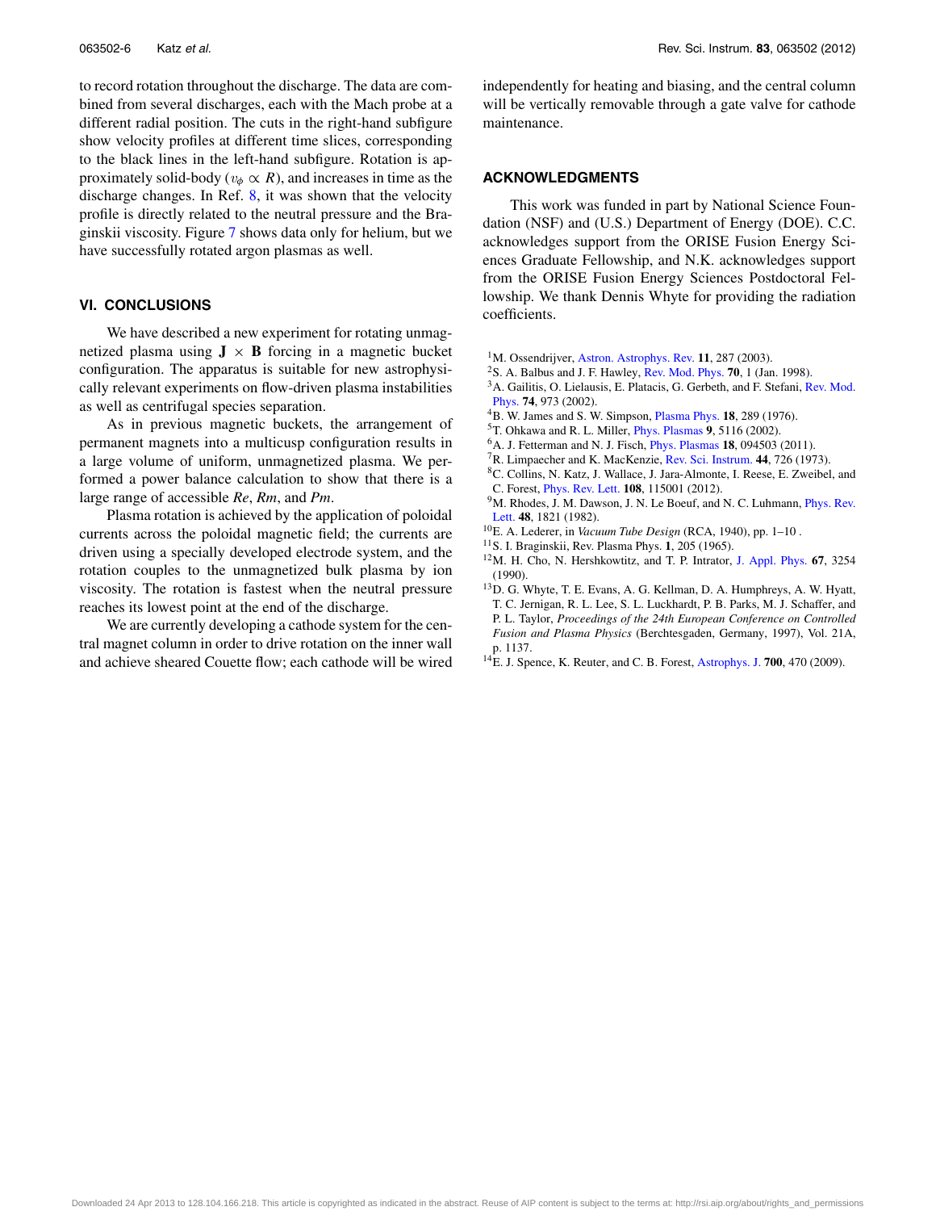to record rotation throughout the discharge. The data are combined from several discharges, each with the Mach probe at a different radial position. The cuts in the right-hand subfigure show velocity profiles at different time slices, corresponding to the black lines in the left-hand subfigure. Rotation is approximately solid-body ($v_\phi \propto R$), and increases in time as the discharge changes. In Ref. 8, it was shown that the velocity profile is directly related to the neutral pressure and the Braginskii viscosity. Figure 7 shows data only for helium, but we have successfully rotated argon plasmas as well.

## VI. CONCLUSIONS

We have described a new experiment for rotating unmagnetized plasma using $\mathbf{J} \times \mathbf{B}$ forcing in a magnetic bucket configuration. The apparatus is suitable for new astrophysically relevant experiments on flow-driven plasma instabilities as well as centrifugal species separation.

As in previous magnetic buckets, the arrangement of permanent magnets into a multicusp configuration results in a large volume of uniform, unmagnetized plasma. We performed a power balance calculation to show that there is a large range of accessible *Re*, *Rm*, and *Pm*.

Plasma rotation is achieved by the application of poloidal currents across the poloidal magnetic field; the currents are driven using a specially developed electrode system, and the rotation couples to the unmagnetized bulk plasma by ion viscosity. The rotation is fastest when the neutral pressure reaches its lowest point at the end of the discharge.

We are currently developing a cathode system for the central magnet column in order to drive rotation on the inner wall and achieve sheared Couette flow; each cathode will be wired independently for heating and biasing, and the central column will be vertically removable through a gate valve for cathode maintenance.

## ACKNOWLEDGMENTS

This work was funded in part by National Science Foundation (NSF) and (U.S.) Department of Energy (DOE). C.C. acknowledges support from the ORISE Fusion Energy Sciences Graduate Fellowship, and N.K. acknowledges support from the ORISE Fusion Energy Sciences Postdoctoral Fellowship. We thank Dennis Whyte for providing the radiation coefficients.

[1] M. Ossendrijver, Astron. Astrophys. Rev. **11**, 287 (2003).
[2] S. A. Balbus and J. F. Hawley, Rev. Mod. Phys. **70**, 1 (Jan. 1998).
[3] A. Gailitis, O. Lielausis, E. Platacis, G. Gerbeth, and F. Stefani, Rev. Mod. Phys. **74**, 973 (2002).
[4] B. W. James and S. W. Simpson, Plasma Phys. **18**, 289 (1976).
[5] T. Ohkawa and R. L. Miller, Phys. Plasmas **9**, 5116 (2002).
[6] A. J. Fetterman and N. J. Fisch, Phys. Plasmas **18**, 094503 (2011).
[7] R. Limpaecher and K. MacKenzie, Rev. Sci. Instrum. **44**, 726 (1973).
[8] C. Collins, N. Katz, J. Wallace, J. Jara-Almonte, I. Reese, E. Zweibel, and C. Forest, Phys. Rev. Lett. **108**, 115001 (2012).
[9] M. Rhodes, J. M. Dawson, J. N. Le Boeuf, and N. C. Luhmann, Phys. Rev. Lett. **48**, 1821 (1982).
[10] E. A. Lederer, in *Vacuum Tube Design* (RCA, 1940), pp. 1–10 .
[11] S. I. Braginskii, Rev. Plasma Phys. **1**, 205 (1965).
[12] M. H. Cho, N. Hershkowitz, and T. P. Intrator, J. Appl. Phys. **67**, 3254 (1990).
[13] D. G. Whyte, T. E. Evans, A. G. Kellman, D. A. Humphreys, A. W. Hyatt, T. C. Jernigan, R. L. Lee, S. L. Luckhardt, P. B. Parks, M. J. Schaffer, and P. L. Taylor, *Proceedings of the 24th European Conference on Controlled Fusion and Plasma Physics* (Berchtesgaden, Germany, 1997), Vol. 21A, p. 1137.
[14] E. J. Spence, K. Reuter, and C. B. Forest, Astrophys. J. **700**, 470 (2009).